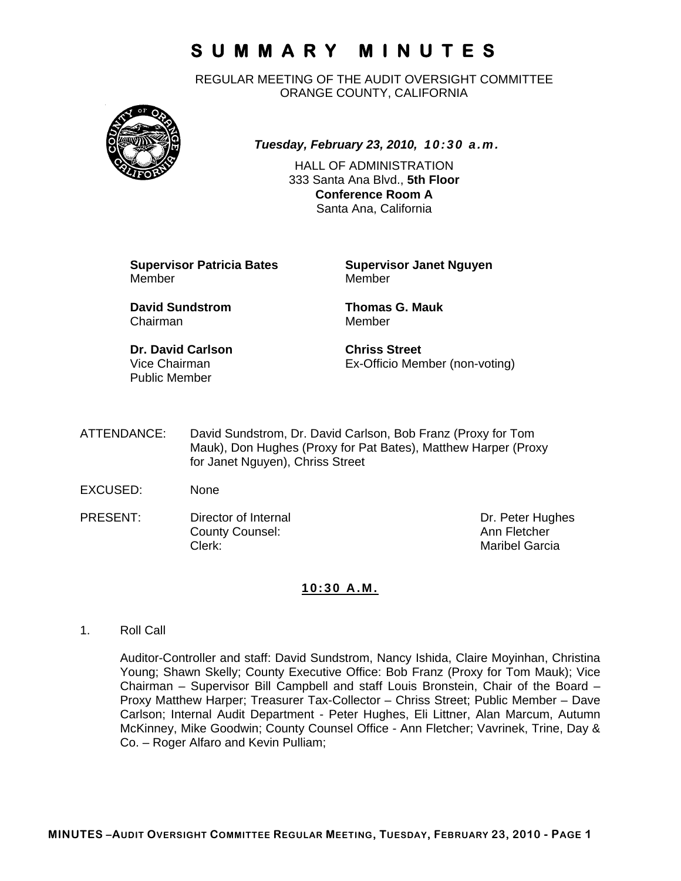# SUMMARY MINUTES

REGULAR MEETING OF THE AUDIT OVERSIGHT COMMITTEE
ORANGE COUNTY, CALIFORNIA

***Tuesday, February 23, 2010, 10:30 a.m.***

HALL OF ADMINISTRATION
333 Santa Ana Blvd., **5th Floor**
**Conference Room A**
Santa Ana, California

**Supervisor Patricia Bates**
Member

**Supervisor Janet Nguyen**
Member

**David Sundstrom**
Chairman

**Thomas G. Mauk**
Member

**Dr. David Carlson**
Vice Chairman
Public Member

**Chriss Street**
Ex-Officio Member (non-voting)

ATTENDANCE: David Sundstrom, Dr. David Carlson, Bob Franz (Proxy for Tom Mauk), Don Hughes (Proxy for Pat Bates), Matthew Harper (Proxy for Janet Nguyen), Chriss Street

EXCUSED: None

PRESENT:

| | |
|---|---|
| Director of Internal | Dr. Peter Hughes |
| County Counsel: | Ann Fletcher |
| Clerk: | Maribel Garcia |

## 10:30 A.M.

1. Roll Call

   Auditor-Controller and staff: David Sundstrom, Nancy Ishida, Claire Moyinhan, Christina Young; Shawn Skelly; County Executive Office: Bob Franz (Proxy for Tom Mauk); Vice Chairman – Supervisor Bill Campbell and staff Louis Bronstein, Chair of the Board – Proxy Matthew Harper; Treasurer Tax-Collector – Chriss Street; Public Member – Dave Carlson; Internal Audit Department - Peter Hughes, Eli Littner, Alan Marcum, Autumn McKinney, Mike Goodwin; County Counsel Office - Ann Fletcher; Vavrinek, Trine, Day & Co. – Roger Alfaro and Kevin Pulliam;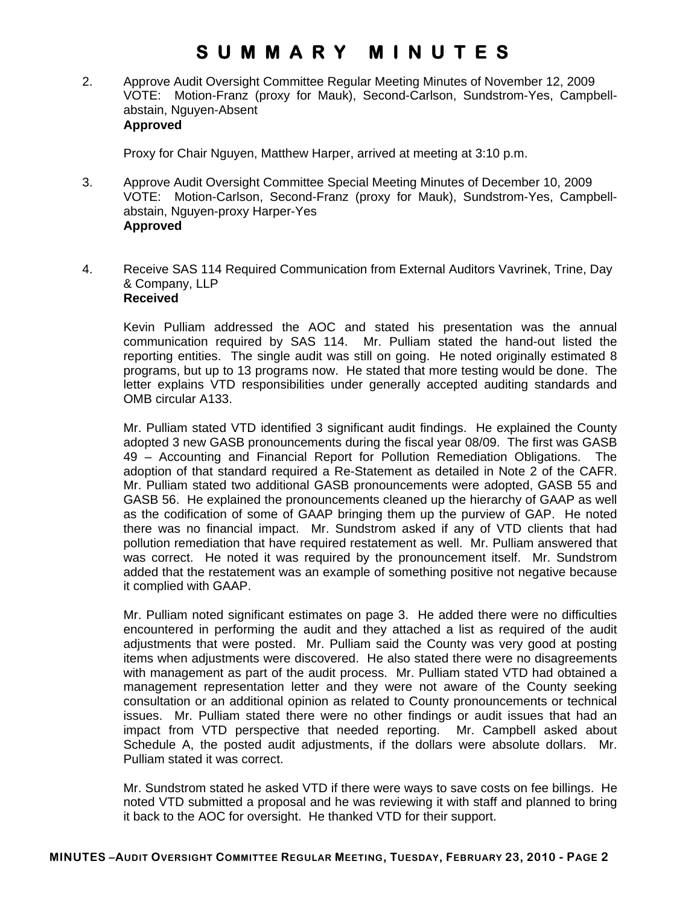# SUMMARY MINUTES

2. Approve Audit Oversight Committee Regular Meeting Minutes of November 12, 2009
   VOTE: Motion-Franz (proxy for Mauk), Second-Carlson, Sundstrom-Yes, Campbell-abstain, Nguyen-Absent
   **Approved**

   Proxy for Chair Nguyen, Matthew Harper, arrived at meeting at 3:10 p.m.

3. Approve Audit Oversight Committee Special Meeting Minutes of December 10, 2009
   VOTE: Motion-Carlson, Second-Franz (proxy for Mauk), Sundstrom-Yes, Campbell-abstain, Nguyen-proxy Harper-Yes
   **Approved**

4. Receive SAS 114 Required Communication from External Auditors Vavrinek, Trine, Day & Company, LLP
   **Received**

   Kevin Pulliam addressed the AOC and stated his presentation was the annual communication required by SAS 114. Mr. Pulliam stated the hand-out listed the reporting entities. The single audit was still on going. He noted originally estimated 8 programs, but up to 13 programs now. He stated that more testing would be done. The letter explains VTD responsibilities under generally accepted auditing standards and OMB circular A133.

   Mr. Pulliam stated VTD identified 3 significant audit findings. He explained the County adopted 3 new GASB pronouncements during the fiscal year 08/09. The first was GASB 49 – Accounting and Financial Report for Pollution Remediation Obligations. The adoption of that standard required a Re-Statement as detailed in Note 2 of the CAFR. Mr. Pulliam stated two additional GASB pronouncements were adopted, GASB 55 and GASB 56. He explained the pronouncements cleaned up the hierarchy of GAAP as well as the codification of some of GAAP bringing them up the purview of GAP. He noted there was no financial impact. Mr. Sundstrom asked if any of VTD clients that had pollution remediation that have required restatement as well. Mr. Pulliam answered that was correct. He noted it was required by the pronouncement itself. Mr. Sundstrom added that the restatement was an example of something positive not negative because it complied with GAAP.

   Mr. Pulliam noted significant estimates on page 3. He added there were no difficulties encountered in performing the audit and they attached a list as required of the audit adjustments that were posted. Mr. Pulliam said the County was very good at posting items when adjustments were discovered. He also stated there were no disagreements with management as part of the audit process. Mr. Pulliam stated VTD had obtained a management representation letter and they were not aware of the County seeking consultation or an additional opinion as related to County pronouncements or technical issues. Mr. Pulliam stated there were no other findings or audit issues that had an impact from VTD perspective that needed reporting. Mr. Campbell asked about Schedule A, the posted audit adjustments, if the dollars were absolute dollars. Mr. Pulliam stated it was correct.

   Mr. Sundstrom stated he asked VTD if there were ways to save costs on fee billings. He noted VTD submitted a proposal and he was reviewing it with staff and planned to bring it back to the AOC for oversight. He thanked VTD for their support.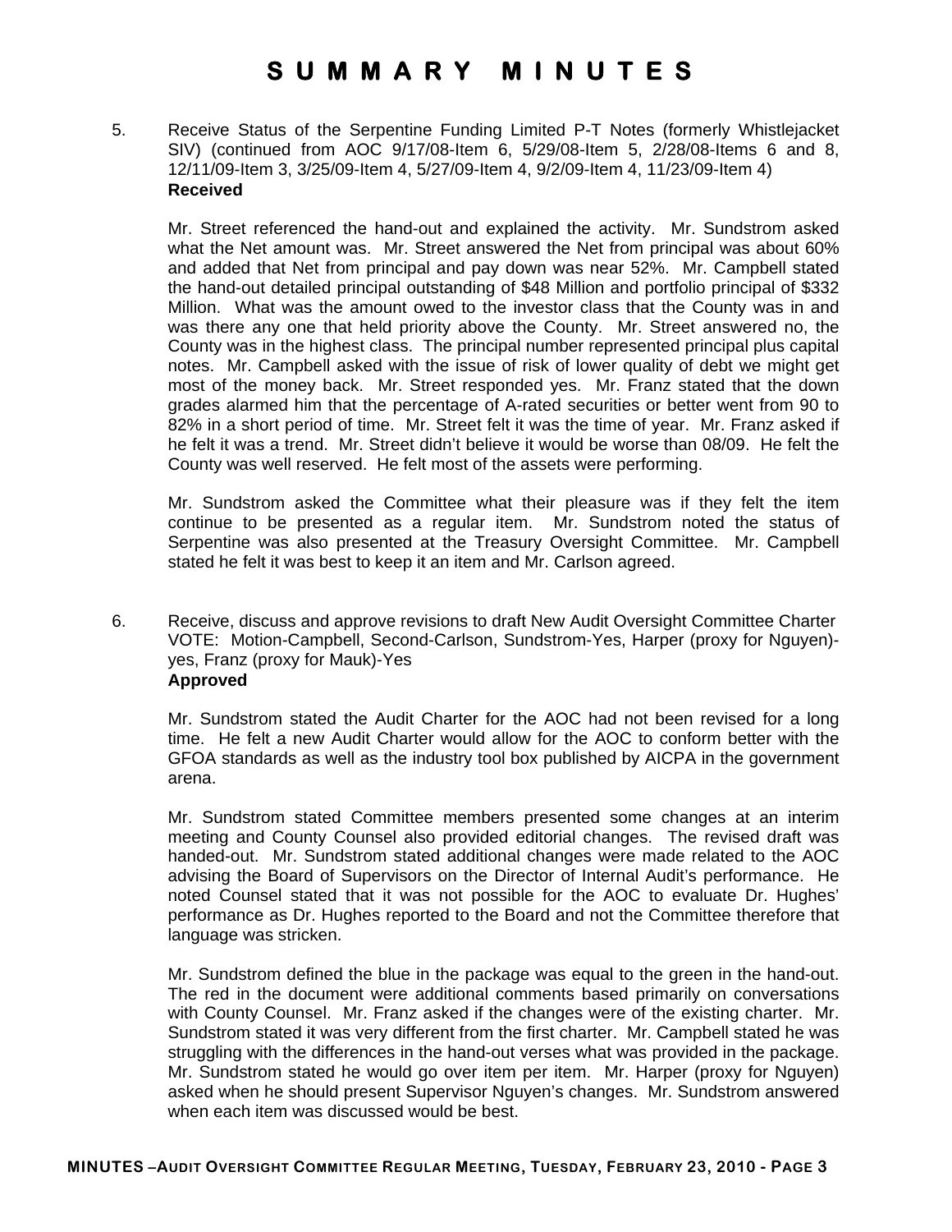# SUMMARY MINUTES

5. Receive Status of the Serpentine Funding Limited P-T Notes (formerly Whistlejacket SIV) (continued from AOC 9/17/08-Item 6, 5/29/08-Item 5, 2/28/08-Items 6 and 8, 12/11/09-Item 3, 3/25/09-Item 4, 5/27/09-Item 4, 9/2/09-Item 4, 11/23/09-Item 4)
   **Received**

   Mr. Street referenced the hand-out and explained the activity. Mr. Sundstrom asked what the Net amount was. Mr. Street answered the Net from principal was about 60% and added that Net from principal and pay down was near 52%. Mr. Campbell stated the hand-out detailed principal outstanding of $48 Million and portfolio principal of $332 Million. What was the amount owed to the investor class that the County was in and was there any one that held priority above the County. Mr. Street answered no, the County was in the highest class. The principal number represented principal plus capital notes. Mr. Campbell asked with the issue of risk of lower quality of debt we might get most of the money back. Mr. Street responded yes. Mr. Franz stated that the down grades alarmed him that the percentage of A-rated securities or better went from 90 to 82% in a short period of time. Mr. Street felt it was the time of year. Mr. Franz asked if he felt it was a trend. Mr. Street didn't believe it would be worse than 08/09. He felt the County was well reserved. He felt most of the assets were performing.

   Mr. Sundstrom asked the Committee what their pleasure was if they felt the item continue to be presented as a regular item. Mr. Sundstrom noted the status of Serpentine was also presented at the Treasury Oversight Committee. Mr. Campbell stated he felt it was best to keep it an item and Mr. Carlson agreed.

6. Receive, discuss and approve revisions to draft New Audit Oversight Committee Charter
   VOTE: Motion-Campbell, Second-Carlson, Sundstrom-Yes, Harper (proxy for Nguyen)-yes, Franz (proxy for Mauk)-Yes
   **Approved**

   Mr. Sundstrom stated the Audit Charter for the AOC had not been revised for a long time. He felt a new Audit Charter would allow for the AOC to conform better with the GFOA standards as well as the industry tool box published by AICPA in the government arena.

   Mr. Sundstrom stated Committee members presented some changes at an interim meeting and County Counsel also provided editorial changes. The revised draft was handed-out. Mr. Sundstrom stated additional changes were made related to the AOC advising the Board of Supervisors on the Director of Internal Audit's performance. He noted Counsel stated that it was not possible for the AOC to evaluate Dr. Hughes' performance as Dr. Hughes reported to the Board and not the Committee therefore that language was stricken.

   Mr. Sundstrom defined the blue in the package was equal to the green in the hand-out. The red in the document were additional comments based primarily on conversations with County Counsel. Mr. Franz asked if the changes were of the existing charter. Mr. Sundstrom stated it was very different from the first charter. Mr. Campbell stated he was struggling with the differences in the hand-out verses what was provided in the package. Mr. Sundstrom stated he would go over item per item. Mr. Harper (proxy for Nguyen) asked when he should present Supervisor Nguyen's changes. Mr. Sundstrom answered when each item was discussed would be best.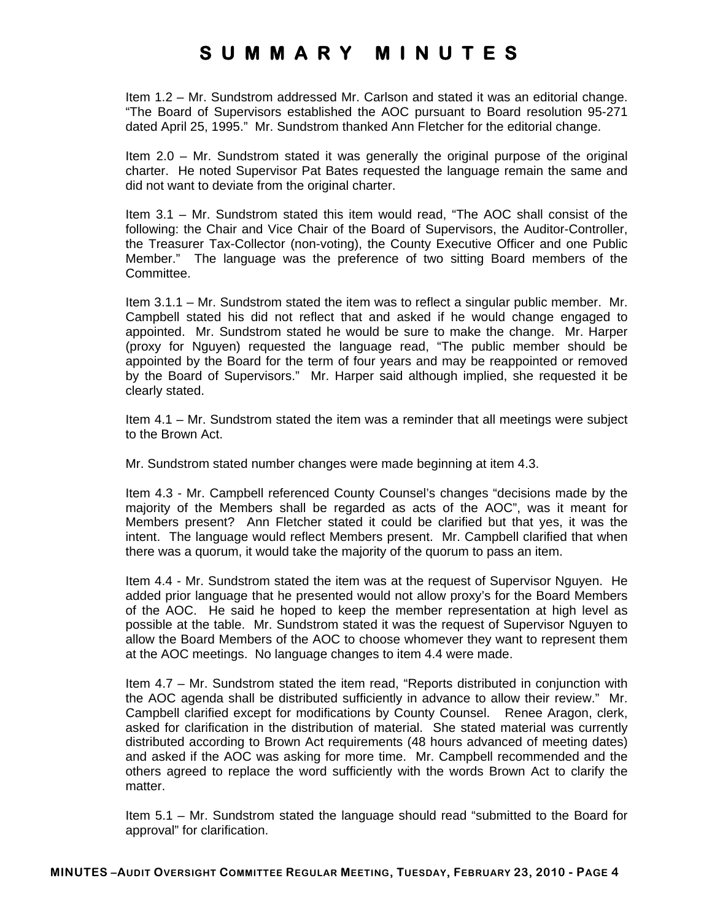# SUMMARY MINUTES

Item 1.2 – Mr. Sundstrom addressed Mr. Carlson and stated it was an editorial change. "The Board of Supervisors established the AOC pursuant to Board resolution 95-271 dated April 25, 1995." Mr. Sundstrom thanked Ann Fletcher for the editorial change.

Item 2.0 – Mr. Sundstrom stated it was generally the original purpose of the original charter. He noted Supervisor Pat Bates requested the language remain the same and did not want to deviate from the original charter.

Item 3.1 – Mr. Sundstrom stated this item would read, "The AOC shall consist of the following: the Chair and Vice Chair of the Board of Supervisors, the Auditor-Controller, the Treasurer Tax-Collector (non-voting), the County Executive Officer and one Public Member." The language was the preference of two sitting Board members of the Committee.

Item 3.1.1 – Mr. Sundstrom stated the item was to reflect a singular public member. Mr. Campbell stated his did not reflect that and asked if he would change engaged to appointed. Mr. Sundstrom stated he would be sure to make the change. Mr. Harper (proxy for Nguyen) requested the language read, "The public member should be appointed by the Board for the term of four years and may be reappointed or removed by the Board of Supervisors." Mr. Harper said although implied, she requested it be clearly stated.

Item 4.1 – Mr. Sundstrom stated the item was a reminder that all meetings were subject to the Brown Act.

Mr. Sundstrom stated number changes were made beginning at item 4.3.

Item 4.3 - Mr. Campbell referenced County Counsel's changes "decisions made by the majority of the Members shall be regarded as acts of the AOC", was it meant for Members present? Ann Fletcher stated it could be clarified but that yes, it was the intent. The language would reflect Members present. Mr. Campbell clarified that when there was a quorum, it would take the majority of the quorum to pass an item.

Item 4.4 - Mr. Sundstrom stated the item was at the request of Supervisor Nguyen. He added prior language that he presented would not allow proxy's for the Board Members of the AOC. He said he hoped to keep the member representation at high level as possible at the table. Mr. Sundstrom stated it was the request of Supervisor Nguyen to allow the Board Members of the AOC to choose whomever they want to represent them at the AOC meetings. No language changes to item 4.4 were made.

Item 4.7 – Mr. Sundstrom stated the item read, "Reports distributed in conjunction with the AOC agenda shall be distributed sufficiently in advance to allow their review." Mr. Campbell clarified except for modifications by County Counsel. Renee Aragon, clerk, asked for clarification in the distribution of material. She stated material was currently distributed according to Brown Act requirements (48 hours advanced of meeting dates) and asked if the AOC was asking for more time. Mr. Campbell recommended and the others agreed to replace the word sufficiently with the words Brown Act to clarify the matter.

Item 5.1 – Mr. Sundstrom stated the language should read "submitted to the Board for approval" for clarification.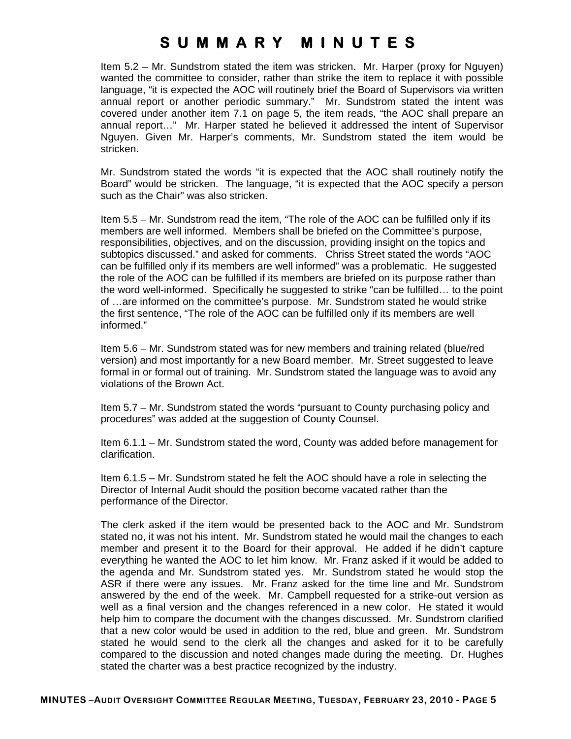# SUMMARY MINUTES

Item 5.2 – Mr. Sundstrom stated the item was stricken. Mr. Harper (proxy for Nguyen) wanted the committee to consider, rather than strike the item to replace it with possible language, "it is expected the AOC will routinely brief the Board of Supervisors via written annual report or another periodic summary." Mr. Sundstrom stated the intent was covered under another item 7.1 on page 5, the item reads, "the AOC shall prepare an annual report…" Mr. Harper stated he believed it addressed the intent of Supervisor Nguyen. Given Mr. Harper's comments, Mr. Sundstrom stated the item would be stricken.

Mr. Sundstrom stated the words "it is expected that the AOC shall routinely notify the Board" would be stricken. The language, "it is expected that the AOC specify a person such as the Chair" was also stricken.

Item 5.5 – Mr. Sundstrom read the item, "The role of the AOC can be fulfilled only if its members are well informed. Members shall be briefed on the Committee's purpose, responsibilities, objectives, and on the discussion, providing insight on the topics and subtopics discussed." and asked for comments. Chriss Street stated the words "AOC can be fulfilled only if its members are well informed" was a problematic. He suggested the role of the AOC can be fulfilled if its members are briefed on its purpose rather than the word well-informed. Specifically he suggested to strike "can be fulfilled… to the point of …are informed on the committee's purpose. Mr. Sundstrom stated he would strike the first sentence, "The role of the AOC can be fulfilled only if its members are well informed."

Item 5.6 – Mr. Sundstrom stated was for new members and training related (blue/red version) and most importantly for a new Board member. Mr. Street suggested to leave formal in or formal out of training. Mr. Sundstrom stated the language was to avoid any violations of the Brown Act.

Item 5.7 – Mr. Sundstrom stated the words "pursuant to County purchasing policy and procedures" was added at the suggestion of County Counsel.

Item 6.1.1 – Mr. Sundstrom stated the word, County was added before management for clarification.

Item 6.1.5 – Mr. Sundstrom stated he felt the AOC should have a role in selecting the Director of Internal Audit should the position become vacated rather than the performance of the Director.

The clerk asked if the item would be presented back to the AOC and Mr. Sundstrom stated no, it was not his intent. Mr. Sundstrom stated he would mail the changes to each member and present it to the Board for their approval. He added if he didn't capture everything he wanted the AOC to let him know. Mr. Franz asked if it would be added to the agenda and Mr. Sundstrom stated yes. Mr. Sundstrom stated he would stop the ASR if there were any issues. Mr. Franz asked for the time line and Mr. Sundstrom answered by the end of the week. Mr. Campbell requested for a strike-out version as well as a final version and the changes referenced in a new color. He stated it would help him to compare the document with the changes discussed. Mr. Sundstrom clarified that a new color would be used in addition to the red, blue and green. Mr. Sundstrom stated he would send to the clerk all the changes and asked for it to be carefully compared to the discussion and noted changes made during the meeting. Dr. Hughes stated the charter was a best practice recognized by the industry.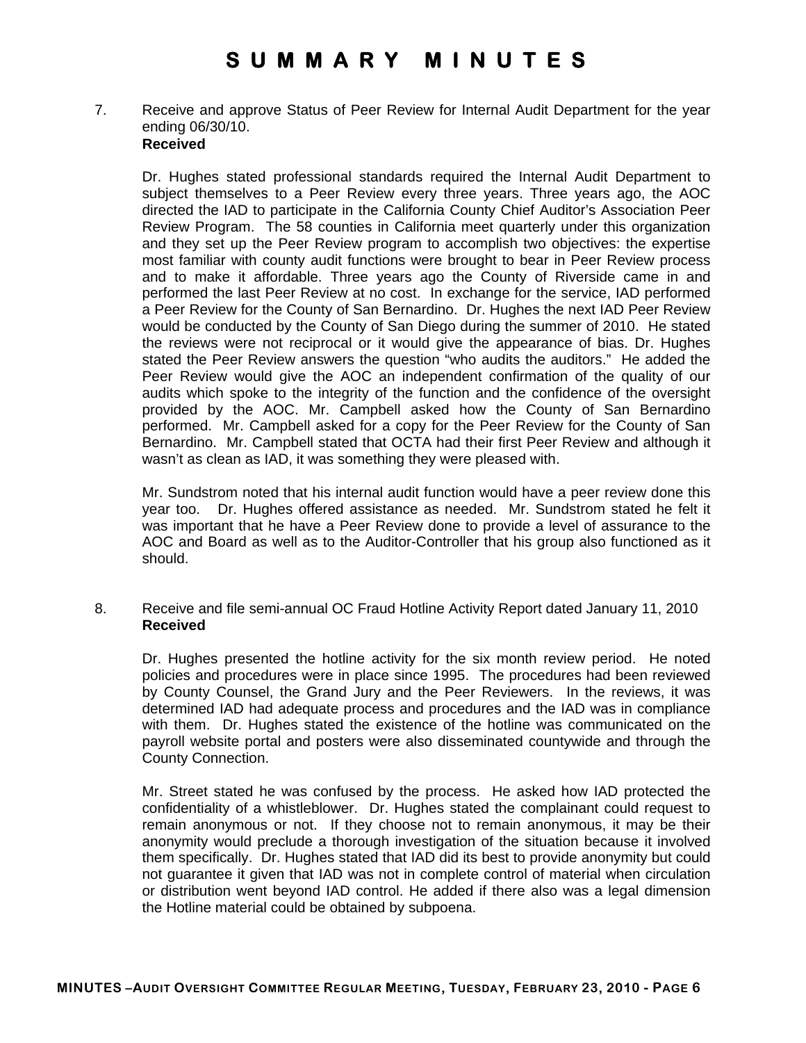# SUMMARY MINUTES

7. Receive and approve Status of Peer Review for Internal Audit Department for the year ending 06/30/10.
   **Received**

   Dr. Hughes stated professional standards required the Internal Audit Department to subject themselves to a Peer Review every three years. Three years ago, the AOC directed the IAD to participate in the California County Chief Auditor's Association Peer Review Program. The 58 counties in California meet quarterly under this organization and they set up the Peer Review program to accomplish two objectives: the expertise most familiar with county audit functions were brought to bear in Peer Review process and to make it affordable. Three years ago the County of Riverside came in and performed the last Peer Review at no cost. In exchange for the service, IAD performed a Peer Review for the County of San Bernardino. Dr. Hughes the next IAD Peer Review would be conducted by the County of San Diego during the summer of 2010. He stated the reviews were not reciprocal or it would give the appearance of bias. Dr. Hughes stated the Peer Review answers the question "who audits the auditors." He added the Peer Review would give the AOC an independent confirmation of the quality of our audits which spoke to the integrity of the function and the confidence of the oversight provided by the AOC. Mr. Campbell asked how the County of San Bernardino performed. Mr. Campbell asked for a copy for the Peer Review for the County of San Bernardino. Mr. Campbell stated that OCTA had their first Peer Review and although it wasn't as clean as IAD, it was something they were pleased with.

   Mr. Sundstrom noted that his internal audit function would have a peer review done this year too. Dr. Hughes offered assistance as needed. Mr. Sundstrom stated he felt it was important that he have a Peer Review done to provide a level of assurance to the AOC and Board as well as to the Auditor-Controller that his group also functioned as it should.

8. Receive and file semi-annual OC Fraud Hotline Activity Report dated January 11, 2010
   **Received**

   Dr. Hughes presented the hotline activity for the six month review period. He noted policies and procedures were in place since 1995. The procedures had been reviewed by County Counsel, the Grand Jury and the Peer Reviewers. In the reviews, it was determined IAD had adequate process and procedures and the IAD was in compliance with them. Dr. Hughes stated the existence of the hotline was communicated on the payroll website portal and posters were also disseminated countywide and through the County Connection.

   Mr. Street stated he was confused by the process. He asked how IAD protected the confidentiality of a whistleblower. Dr. Hughes stated the complainant could request to remain anonymous or not. If they choose not to remain anonymous, it may be their anonymity would preclude a thorough investigation of the situation because it involved them specifically. Dr. Hughes stated that IAD did its best to provide anonymity but could not guarantee it given that IAD was not in complete control of material when circulation or distribution went beyond IAD control. He added if there also was a legal dimension the Hotline material could be obtained by subpoena.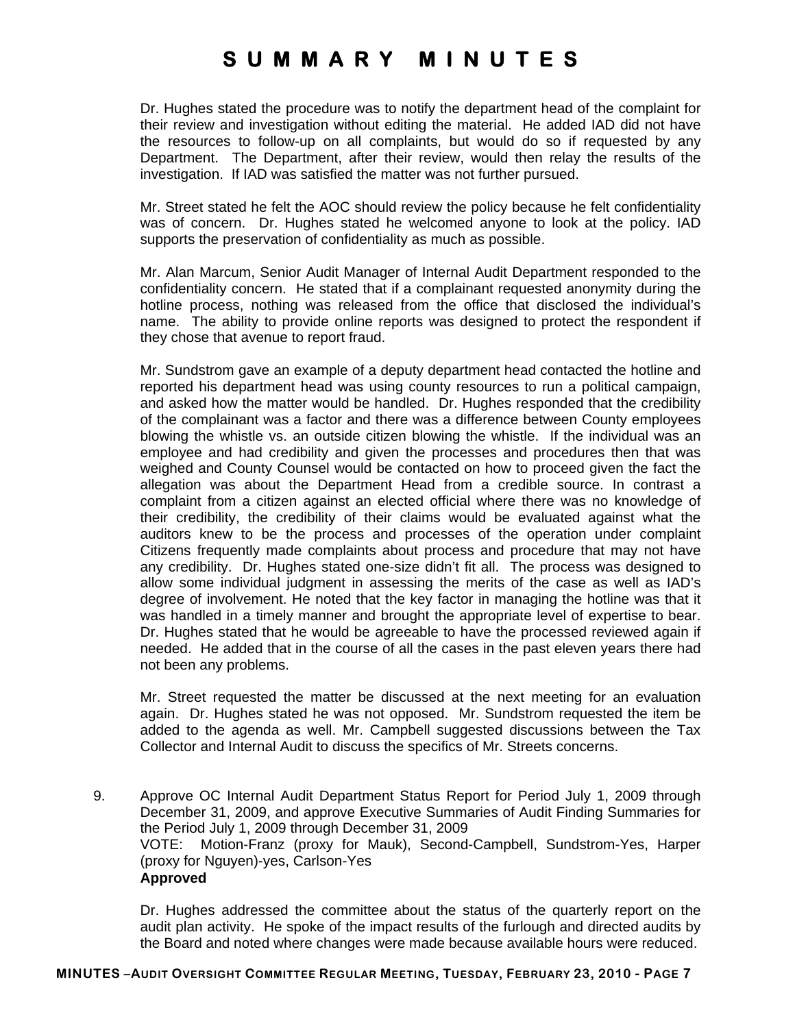Dr. Hughes stated the procedure was to notify the department head of the complaint for their review and investigation without editing the material. He added IAD did not have the resources to follow-up on all complaints, but would do so if requested by any Department. The Department, after their review, would then relay the results of the investigation. If IAD was satisfied the matter was not further pursued.

Mr. Street stated he felt the AOC should review the policy because he felt confidentiality was of concern. Dr. Hughes stated he welcomed anyone to look at the policy. IAD supports the preservation of confidentiality as much as possible.

Mr. Alan Marcum, Senior Audit Manager of Internal Audit Department responded to the confidentiality concern. He stated that if a complainant requested anonymity during the hotline process, nothing was released from the office that disclosed the individual's name. The ability to provide online reports was designed to protect the respondent if they chose that avenue to report fraud.

Mr. Sundstrom gave an example of a deputy department head contacted the hotline and reported his department head was using county resources to run a political campaign, and asked how the matter would be handled. Dr. Hughes responded that the credibility of the complainant was a factor and there was a difference between County employees blowing the whistle vs. an outside citizen blowing the whistle. If the individual was an employee and had credibility and given the processes and procedures then that was weighed and County Counsel would be contacted on how to proceed given the fact the allegation was about the Department Head from a credible source. In contrast a complaint from a citizen against an elected official where there was no knowledge of their credibility, the credibility of their claims would be evaluated against what the auditors knew to be the process and processes of the operation under complaint Citizens frequently made complaints about process and procedure that may not have any credibility. Dr. Hughes stated one-size didn't fit all. The process was designed to allow some individual judgment in assessing the merits of the case as well as IAD's degree of involvement. He noted that the key factor in managing the hotline was that it was handled in a timely manner and brought the appropriate level of expertise to bear. Dr. Hughes stated that he would be agreeable to have the processed reviewed again if needed. He added that in the course of all the cases in the past eleven years there had not been any problems.

Mr. Street requested the matter be discussed at the next meeting for an evaluation again. Dr. Hughes stated he was not opposed. Mr. Sundstrom requested the item be added to the agenda as well. Mr. Campbell suggested discussions between the Tax Collector and Internal Audit to discuss the specifics of Mr. Streets concerns.

9. Approve OC Internal Audit Department Status Report for Period July 1, 2009 through December 31, 2009, and approve Executive Summaries of Audit Finding Summaries for the Period July 1, 2009 through December 31, 2009
   VOTE: Motion-Franz (proxy for Mauk), Second-Campbell, Sundstrom-Yes, Harper (proxy for Nguyen)-yes, Carlson-Yes
   **Approved**

   Dr. Hughes addressed the committee about the status of the quarterly report on the audit plan activity. He spoke of the impact results of the furlough and directed audits by the Board and noted where changes were made because available hours were reduced.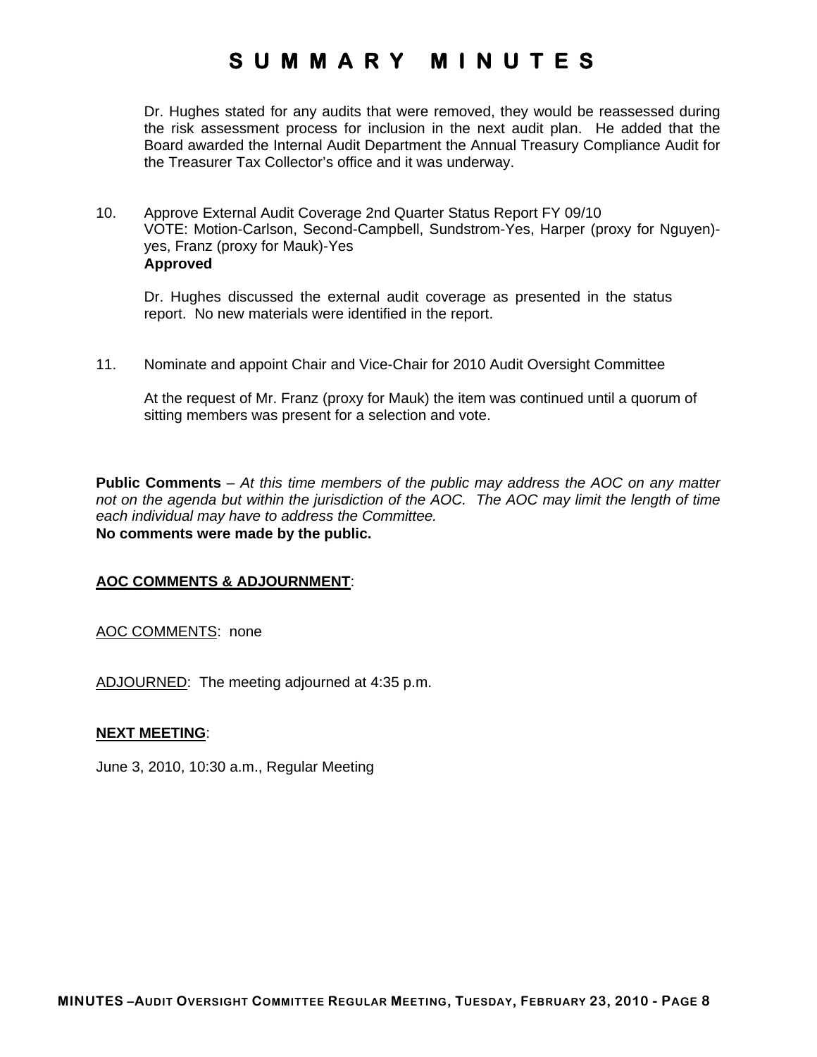Dr. Hughes stated for any audits that were removed, they would be reassessed during the risk assessment process for inclusion in the next audit plan. He added that the Board awarded the Internal Audit Department the Annual Treasury Compliance Audit for the Treasurer Tax Collector's office and it was underway.

10. Approve External Audit Coverage 2nd Quarter Status Report FY 09/10
    VOTE: Motion-Carlson, Second-Campbell, Sundstrom-Yes, Harper (proxy for Nguyen)-yes, Franz (proxy for Mauk)-Yes
    **Approved**

    Dr. Hughes discussed the external audit coverage as presented in the status report. No new materials were identified in the report.

11. Nominate and appoint Chair and Vice-Chair for 2010 Audit Oversight Committee

    At the request of Mr. Franz (proxy for Mauk) the item was continued until a quorum of sitting members was present for a selection and vote.

**Public Comments** – *At this time members of the public may address the AOC on any matter not on the agenda but within the jurisdiction of the AOC. The AOC may limit the length of time each individual may have to address the Committee.*
**No comments were made by the public.**

**AOC COMMENTS & ADJOURNMENT**:

AOC COMMENTS: none

ADJOURNED: The meeting adjourned at 4:35 p.m.

**NEXT MEETING**:

June 3, 2010, 10:30 a.m., Regular Meeting